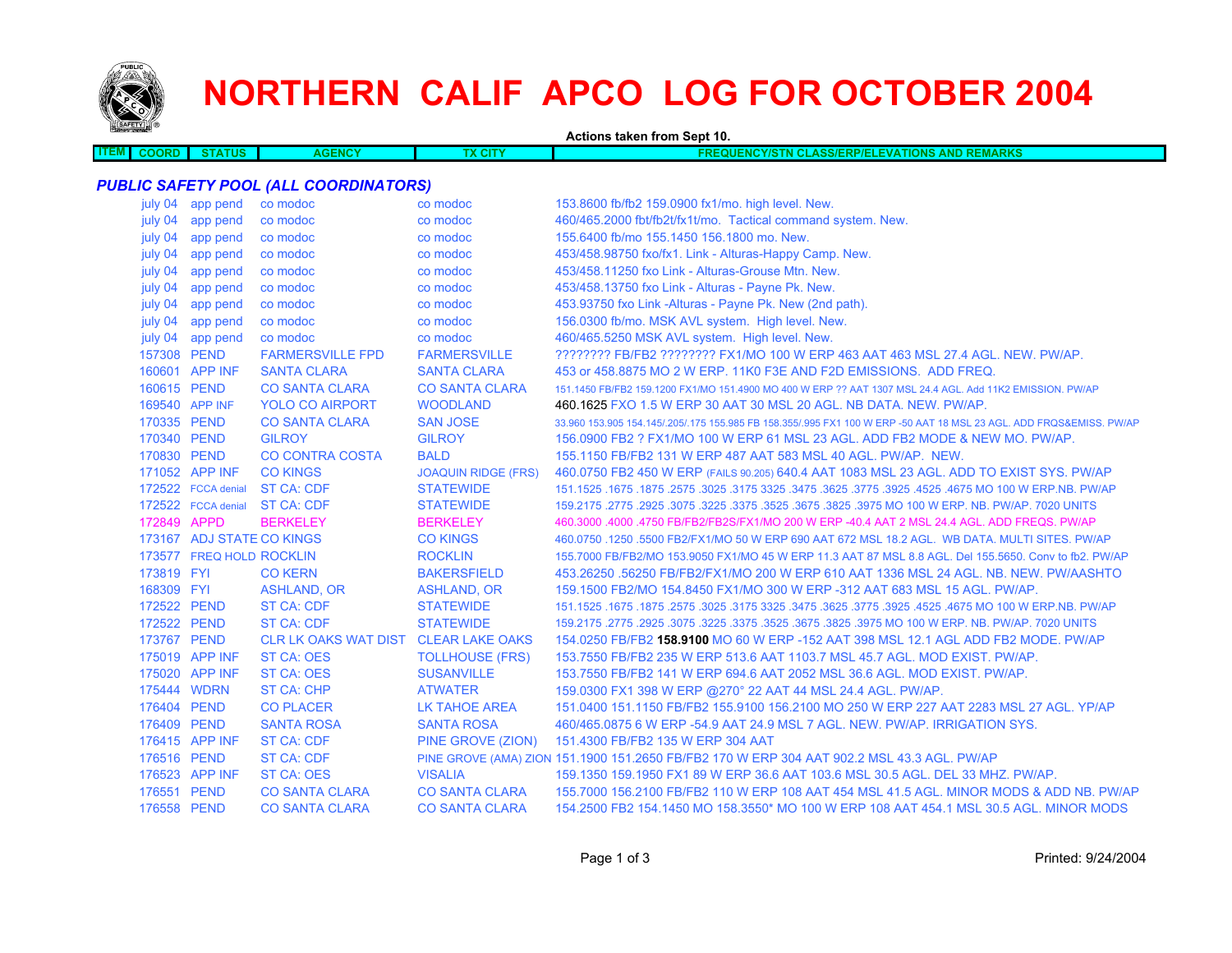# NORTHERN CALIF APCO LOG FOR OCTOBER 2004

Actions taken from Sept 10.

| ITEM | COORD | STATUS | AGENCY | TX CITY | FREQUENCY/STN CLASS/ERP/ELEVATIONS AND REMARKS |
|---|---|---|---|---|---|

### PUBLIC SAFETY POOL (ALL COORDINATORS)

| ITEM | COORD | STATUS | AGENCY | TX CITY | FREQUENCY/STN CLASS/ERP/ELEVATIONS AND REMARKS |
|---|---|---|---|---|---|
| | july 04 | app pend | co modoc | co modoc | 153.8600 fb/fb2 159.0900 fx1/mo. high level. New. |
| | july 04 | app pend | co modoc | co modoc | 460/465.2000 fbt/fb2t/fx1t/mo. Tactical command system. New. |
| | july 04 | app pend | co modoc | co modoc | 155.6400 fb/mo 155.1450 156.1800 mo. New. |
| | july 04 | app pend | co modoc | co modoc | 453/458.98750 fxo/fx1. Link - Alturas-Happy Camp. New. |
| | july 04 | app pend | co modoc | co modoc | 453/458.11250 fxo Link - Alturas-Grouse Mtn. New. |
| | july 04 | app pend | co modoc | co modoc | 453/458.13750 fxo Link - Alturas - Payne Pk. New. |
| | july 04 | app pend | co modoc | co modoc | 453.93750 fxo Link -Alturas - Payne Pk. New (2nd path). |
| | july 04 | app pend | co modoc | co modoc | 156.0300 fb/mo. MSK AVL system. High level. New. |
| | july 04 | app pend | co modoc | co modoc | 460/465.5250 MSK AVL system. High level. New. |
| | 157308 | PEND | FARMERSVILLE FPD | FARMERSVILLE | ???????? FB/FB2 ???????? FX1/MO 100 W ERP 463 AAT 463 MSL 27.4 AGL. NEW. PW/AP. |
| | 160601 | APP INF | SANTA CLARA | SANTA CLARA | 453 or 458.8875 MO 2 W ERP. 11K0 F3E AND F2D EMISSIONS. ADD FREQ. |
| | 160615 | PEND | CO SANTA CLARA | CO SANTA CLARA | 151.1450 FB/FB2 159.1200 FX1/MO 151.4900 MO 400 W ERP ?? AAT 1307 MSL 24.4 AGL. Add 11K2 EMISSION. PW/AP |
| | 169540 | APP INF | YOLO CO AIRPORT | WOODLAND | 460.1625 FXO 1.5 W ERP 30 AAT 30 MSL 20 AGL. NB DATA. NEW. PW/AP. |
| | 170335 | PEND | CO SANTA CLARA | SAN JOSE | 33.960 153.905 154.145/.205/.175 155.985 FB 158.355/.995 FX1 100 W ERP -50 AAT 18 MSL 23 AGL. ADD FRQS&EMISS. PW/AP |
| | 170340 | PEND | GILROY | GILROY | 156.0900 FB2 ? FX1/MO 100 W ERP 61 MSL 23 AGL. ADD FB2 MODE & NEW MO. PW/AP. |
| | 170830 | PEND | CO CONTRA COSTA | BALD | 155.1150 FB/FB2 131 W ERP 487 AAT 583 MSL 40 AGL. PW/AP. NEW. |
| | 171052 | APP INF | CO KINGS | JOAQUIN RIDGE (FRS) | 460.0750 FB2 450 W ERP (FAILS 90.205) 640.4 AAT 1083 MSL 23 AGL. ADD TO EXIST SYS. PW/AP |
| | 172522 | FCCA denial | ST CA: CDF | STATEWIDE | 151.1525 .1675 .1875 .2575 .3025 .3175 3325 .3475 .3625 .3775 .3925 .4525 .4675 MO 100 W ERP.NB. PW/AP |
| | 172522 | FCCA denial | ST CA: CDF | STATEWIDE | 159.2175 .2775 .2925 .3075 .3225 .3375 .3525 .3675 .3825 .3975 MO 100 W ERP. NB. PW/AP. 7020 UNITS |
| | 172849 | APPD | BERKELEY | BERKELEY | 460.3000 .4000 .4750 FB/FB2/FB2S/FX1/MO 200 W ERP -40.4 AAT 2 MSL 24.4 AGL. ADD FREQS. PW/AP |
| | 173167 | ADJ STATE | CO KINGS | CO KINGS | 460.0750 .1250 .5500 FB2/FX1/MO 50 W ERP 690 AAT 672 MSL 18.2 AGL. WB DATA. MULTI SITES. PW/AP |
| | 173577 | FREQ HOLD | ROCKLIN | ROCKLIN | 155.7000 FB/FB2/MO 153.9050 FX1/MO 45 W ERP 11.3 AAT 87 MSL 8.8 AGL. Del 155.5650. Conv to fb2. PW/AP |
| | 173819 | FYI | CO KERN | BAKERSFIELD | 453.26250 .56250 FB/FB2/FX1/MO 200 W ERP 610 AAT 1336 MSL 24 AGL. NB. NEW. PW/AASHTO |
| | 168309 | FYI | ASHLAND, OR | ASHLAND, OR | 159.1500 FB2/MO 154.8450 FX1/MO 300 W ERP -312 AAT 683 MSL 15 AGL. PW/AP. |
| | 172522 | PEND | ST CA: CDF | STATEWIDE | 151.1525 .1675 .1875 .2575 .3025 .3175 3325 .3475 .3625 .3775 .3925 .4525 .4675 MO 100 W ERP.NB. PW/AP |
| | 172522 | PEND | ST CA: CDF | STATEWIDE | 159.2175 .2775 .2925 .3075 .3225 .3375 .3525 .3675 .3825 .3975 MO 100 W ERP. NB. PW/AP. 7020 UNITS |
| | 173767 | PEND | CLR LK OAKS WAT DIST | CLEAR LAKE OAKS | 154.0250 FB/FB2 **158.9100** MO 60 W ERP -152 AAT 398 MSL 12.1 AGL ADD FB2 MODE. PW/AP |
| | 175019 | APP INF | ST CA: OES | TOLLHOUSE (FRS) | 153.7550 FB/FB2 235 W ERP 513.6 AAT 1103.7 MSL 45.7 AGL. MOD EXIST. PW/AP. |
| | 175020 | APP INF | ST CA: OES | SUSANVILLE | 153.7550 FB/FB2 141 W ERP 694.6 AAT 2052 MSL 36.6 AGL. MOD EXIST. PW/AP. |
| | 175444 | WDRN | ST CA: CHP | ATWATER | 159.0300 FX1 398 W ERP @270° 22 AAT 44 MSL 24.4 AGL. PW/AP. |
| | 176404 | PEND | CO PLACER | LK TAHOE AREA | 151.0400 151.1150 FB/FB2 155.9100 156.2100 MO 250 W ERP 227 AAT 2283 MSL 27 AGL. YP/AP |
| | 176409 | PEND | SANTA ROSA | SANTA ROSA | 460/465.0875 6 W ERP -54.9 AAT 24.9 MSL 7 AGL. NEW. PW/AP. IRRIGATION SYS. |
| | 176415 | APP INF | ST CA: CDF | PINE GROVE (ZION) | 151.4300 FB/FB2 135 W ERP 304 AAT |
| | 176516 | PEND | ST CA: CDF | PINE GROVE (AMA) ZION | 151.1900 151.2650 FB/FB2 170 W ERP 304 AAT 902.2 MSL 43.3 AGL. PW/AP |
| | 176523 | APP INF | ST CA: OES | VISALIA | 159.1350 159.1950 FX1 89 W ERP 36.6 AAT 103.6 MSL 30.5 AGL. DEL 33 MHZ. PW/AP. |
| | 176551 | PEND | CO SANTA CLARA | CO SANTA CLARA | 155.7000 156.2100 FB/FB2 110 W ERP 108 AAT 454 MSL 41.5 AGL. MINOR MODS & ADD NB. PW/AP |
| | 176558 | PEND | CO SANTA CLARA | CO SANTA CLARA | 154.2500 FB2 154.1450 MO 158.3550* MO 100 W ERP 108 AAT 454.1 MSL 30.5 AGL. MINOR MODS |

Printed: 9/24/2004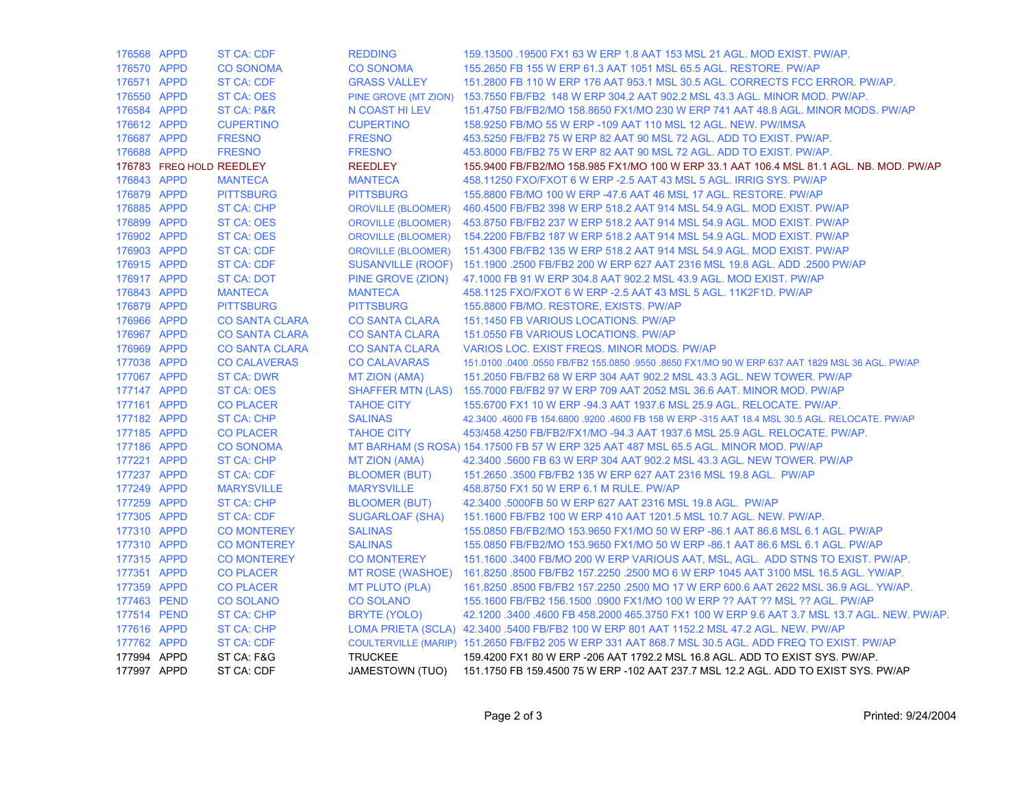| | | | | |
|---|---|---|---|---|
| 176568 | APPD | ST CA: CDF | REDDING | 159.13500 .19500 FX1 63 W ERP 1.8 AAT 153 MSL 21 AGL. MOD EXIST. PW/AP. |
| 176570 | APPD | CO SONOMA | CO SONOMA | 155.2650 FB 155 W ERP 61.3 AAT 1051 MSL 65.5 AGL. RESTORE. PW/AP |
| 176571 | APPD | ST CA: CDF | GRASS VALLEY | 151.2800 FB 110 W ERP 176 AAT 953.1 MSL 30.5 AGL. CORRECTS FCC ERROR. PW/AP. |
| 176550 | APPD | ST CA: OES | PINE GROVE (MT ZION) | 153.7550 FB/FB2 148 W ERP 304.2 AAT 902.2 MSL 43.3 AGL. MINOR MOD. PW/AP. |
| 176584 | APPD | ST CA: P&R | N COAST HI LEV | 151.4750 FB/FB2/MO 158.8650 FX1/MO 230 W ERP 741 AAT 48.8 AGL. MINOR MODS. PW/AP |
| 176612 | APPD | CUPERTINO | CUPERTINO | 158.9250 FB/MO 55 W ERP -109 AAT 110 MSL 12 AGL. NEW. PW/IMSA |
| 176687 | APPD | FRESNO | FRESNO | 453.5250 FB/FB2 75 W ERP 82 AAT 90 MSL 72 AGL. ADD TO EXIST. PW/AP. |
| 176688 | APPD | FRESNO | FRESNO | 453.8000 FB/FB2 75 W ERP 82 AAT 90 MSL 72 AGL. ADD TO EXIST. PW/AP. |
| 176783 | FREQ HOLD | REEDLEY | REEDLEY | 155.9400 FB/FB2/MO 158.985 FX1/MO 100 W ERP 33.1 AAT 106.4 MSL 81.1 AGL. NB. MOD. PW/AP |
| 176843 | APPD | MANTECA | MANTECA | 458.11250 FXO/FXOT 6 W ERP -2.5 AAT 43 MSL 5 AGL. IRRIG SYS. PW/AP |
| 176879 | APPD | PITTSBURG | PITTSBURG | 155.8800 FB/MO 100 W ERP -47.6 AAT 46 MSL 17 AGL. RESTORE. PW/AP |
| 176885 | APPD | ST CA: CHP | OROVILLE (BLOOMER) | 460.4500 FB/FB2 398 W ERP 518.2 AAT 914 MSL 54.9 AGL. MOD EXIST. PW/AP |
| 176899 | APPD | ST CA: OES | OROVILLE (BLOOMER) | 453.8750 FB/FB2 237 W ERP 518.2 AAT 914 MSL 54.9 AGL. MOD EXIST. PW/AP |
| 176902 | APPD | ST CA: OES | OROVILLE (BLOOMER) | 154.2200 FB/FB2 187 W ERP 518.2 AAT 914 MSL 54.9 AGL. MOD EXIST. PW/AP |
| 176903 | APPD | ST CA: CDF | OROVILLE (BLOOMER) | 151.4300 FB/FB2 135 W ERP 518.2 AAT 914 MSL 54.9 AGL. MOD EXIST. PW/AP |
| 176915 | APPD | ST CA: CDF | SUSANVILLE (ROOF) | 151.1900 .2500 FB/FB2 200 W ERP 627 AAT 2316 MSL 19.8 AGL. ADD .2500 PW/AP |
| 176917 | APPD | ST CA: DOT | PINE GROVE (ZION) | 47.1000 FB 91 W ERP 304.8 AAT 902.2 MSL 43.9 AGL. MOD EXIST. PW/AP |
| 176843 | APPD | MANTECA | MANTECA | 458.1125 FXO/FXOT 6 W ERP -2.5 AAT 43 MSL 5 AGL. 11K2F1D. PW/AP |
| 176879 | APPD | PITTSBURG | PITTSBURG | 155.8800 FB/MO. RESTORE, EXISTS. PW/AP |
| 176966 | APPD | CO SANTA CLARA | CO SANTA CLARA | 151.1450 FB VARIOUS LOCATIONS. PW/AP |
| 176967 | APPD | CO SANTA CLARA | CO SANTA CLARA | 151.0550 FB VARIOUS LOCATIONS. PW/AP |
| 176969 | APPD | CO SANTA CLARA | CO SANTA CLARA | VARIOS LOC. EXIST FREQS. MINOR MODS. PW/AP |
| 177038 | APPD | CO CALAVERAS | CO CALAVARAS | 151.0100 .0400 .0550 FB/FB2 155.0850 .9550 .8650 FX1/MO 90 W ERP 637 AAT 1829 MSL 36 AGL. PW/AP |
| 177067 | APPD | ST CA: DWR | MT ZION (AMA) | 151.2050 FB/FB2 68 W ERP 304 AAT 902.2 MSL 43.3 AGL. NEW TOWER. PW/AP |
| 177147 | APPD | ST CA: OES | SHAFFER MTN (LAS) | 155.7000 FB/FB2 97 W ERP 709 AAT 2052 MSL 36.6 AAT. MINOR MOD. PW/AP |
| 177161 | APPD | CO PLACER | TAHOE CITY | 155.6700 FX1 10 W ERP -94.3 AAT 1937.6 MSL 25.9 AGL. RELOCATE. PW/AP. |
| 177182 | APPD | ST CA: CHP | SALINAS | 42.3400 .4600 FB 154.6800 .9200 .4600 FB 158 W ERP -315 AAT 18.4 MSL 30.5 AGL. RELOCATE. PW/AP |
| 177185 | APPD | CO PLACER | TAHOE CITY | 453/458.4250 FB/FB2/FX1/MO -94.3 AAT 1937.6 MSL 25.9 AGL. RELOCATE. PW/AP. |
| 177186 | APPD | CO SONOMA | MT BARHAM (S ROSA) | 154.17500 FB 57 W ERP 325 AAT 487 MSL 65.5 AGL. MINOR MOD. PW/AP |
| 177221 | APPD | ST CA: CHP | MT ZION (AMA) | 42.3400 .5600 FB 63 W ERP 304 AAT 902.2 MSL 43.3 AGL. NEW TOWER. PW/AP |
| 177237 | APPD | ST CA: CDF | BLOOMER (BUT) | 151.2650 .3500 FB/FB2 135 W ERP 627 AAT 2316 MSL 19.8 AGL. PW/AP |
| 177249 | APPD | MARYSVILLE | MARYSVILLE | 458.8750 FX1 50 W ERP 6.1 M RULE. PW/AP |
| 177259 | APPD | ST CA: CHP | BLOOMER (BUT) | 42.3400 .5000FB 50 W ERP 627 AAT 2316 MSL 19.8 AGL. PW/AP |
| 177305 | APPD | ST CA: CDF | SUGARLOAF (SHA) | 151.1600 FB/FB2 100 W ERP 410 AAT 1201.5 MSL 10.7 AGL. NEW. PW/AP. |
| 177310 | APPD | CO MONTEREY | SALINAS | 155.0850 FB/FB2/MO 153.9650 FX1/MO 50 W ERP -86.1 AAT 86.6 MSL 6.1 AGL. PW/AP |
| 177310 | APPD | CO MONTEREY | SALINAS | 155.0850 FB/FB2/MO 153.9650 FX1/MO 50 W ERP -86.1 AAT 86.6 MSL 6.1 AGL. PW/AP |
| 177315 | APPD | CO MONTEREY | CO MONTEREY | 151.1600 .3400 FB/MO 200 W ERP VARIOUS AAT, MSL, AGL. ADD STNS TO EXIST. PW/AP. |
| 177351 | APPD | CO PLACER | MT ROSE (WASHOE) | 161.8250 .8500 FB/FB2 157.2250 .2500 MO 6 W ERP 1045 AAT 3100 MSL 16.5 AGL. YW/AP. |
| 177359 | APPD | CO PLACER | MT PLUTO (PLA) | 161.8250 .8500 FB/FB2 157.2250 .2500 MO 17 W ERP 600.6 AAT 2622 MSL 36.9 AGL. YW/AP. |
| 177463 | PEND | CO SOLANO | CO SOLANO | 155.1600 FB/FB2 156.1500 .0900 FX1/MO 100 W ERP ?? AAT ?? MSL ?? AGL. PW/AP |
| 177514 | PEND | ST CA: CHP | BRYTE (YOLO) | 42.1200 .3400 .4600 FB 458.2000 465.3750 FX1 100 W ERP 9.6 AAT 3.7 MSL 13.7 AGL. NEW. PW/AP. |
| 177616 | APPD | ST CA: CHP | LOMA PRIETA (SCLA) | 42.3400 .5400 FB/FB2 100 W ERP 801 AAT 1152.2 MSL 47.2 AGL. NEW. PW/AP |
| 177762 | APPD | ST CA: CDF | COULTERVILLE (MARIP) | 151.2650 FB/FB2 205 W ERP 331 AAT 868.7 MSL 30.5 AGL. ADD FREQ TO EXIST. PW/AP |
| 177994 | APPD | ST CA: F&G | TRUCKEE | 159.4200 FX1 80 W ERP -206 AAT 1792.2 MSL 16.8 AGL. ADD TO EXIST SYS. PW/AP. |
| 177997 | APPD | ST CA: CDF | JAMESTOWN (TUO) | 151.1750 FB 159.4500 75 W ERP -102 AAT 237.7 MSL 12.2 AGL. ADD TO EXIST SYS. PW/AP |

Printed: 9/24/2004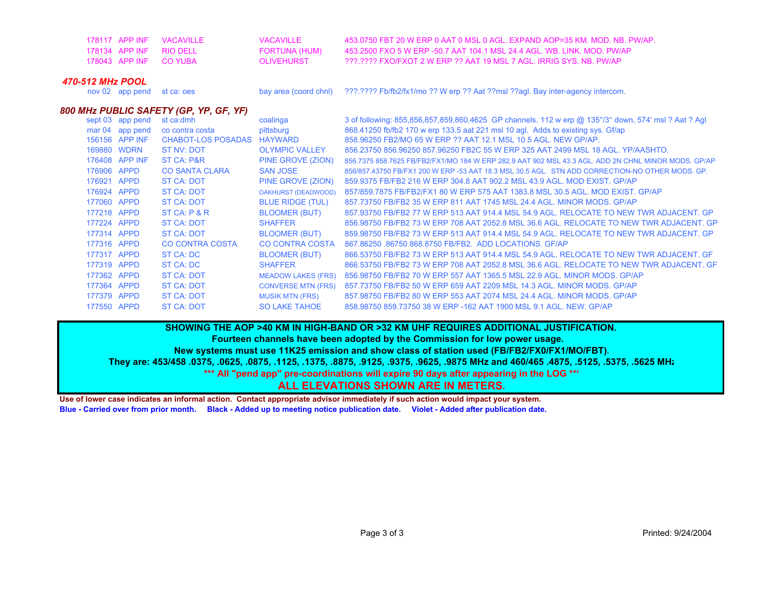| | | | | |
|---|---|---|---|---|
| 178117 | APP INF | VACAVILLE | VACAVILLE | 453.0750 FBT 20 W ERP 0 AAT 0 MSL 0 AGL. EXPAND AOP=35 KM. MOD. NB. PW/AP. |
| 178134 | APP INF | RIO DELL | FORTUNA (HUM) | 453.2500 FXO 5 W ERP -50.7 AAT 104.1 MSL 24.4 AGL. WB. LINK. MOD. PW/AP |
| 178043 | APP INF | CO YUBA | OLIVEHURST | ???.???? FXO/FXOT 2 W ERP ?? AAT 19 MSL 7 AGL. IRRIG SYS. NB. PW/AP |

### *470-512 MHz POOL*

| | | | | |
|---|---|---|---|---|
| nov 02 | app pend | st ca: oes | bay area (coord chnl) | ???.???? Fb/fb2/fx1/mo ?? W erp ?? Aat ??msl ??agl. Bay inter-agency intercom. |

### *800 MHz PUBLIC SAFETY (GP, YP, GF, YF)*

| | | | | |
|---|---|---|---|---|
| sept 03 | app pend | st ca:dmh | coalinga | 3 of following: 855,856,857,859,860.4625 GP channels. 112 w erp @ 135°/3° down, 574' msl ? Aat ? Agl |
| mar 04 | app pend | co contra costa | pittsburg | 868.41250 fb/fb2 170 w erp 133.5 aat 221 msl 10 agl. Adds to existing sys. Gf/ap |
| 156156 | APP INF | CHABOT-LOS POSADAS | HAYWARD | 858.96250 FB2/MO 65 W ERP ?? AAT 12.1 MSL 10.5 AGL. NEW GP/AP. |
| 169880 | WDRN | ST NV: DOT | OLYMPIC VALLEY | 856.23750 856.96250 857.96250 FB2C 55 W ERP 325 AAT 2499 MSL 18 AGL. YP/AASHTO. |
| 176408 | APP INF | ST CA: P&R | PINE GROVE (ZION) | 856.7375 858.7625 FB/FB2/FX1/MO 184 W ERP 282.9 AAT 902 MSL 43.3 AGL. ADD 2N CHNL MINOR MODS. GP/AP |
| 176906 | APPD | CO SANTA CLARA | SAN JOSE | 856/857.43750 FB/FX1 200 W ERP -53 AAT 18.3 MSL 30.5 AGL. STN ADD CORRECTION-NO OTHER MODS. GP. |
| 176921 | APPD | ST CA: DOT | PINE GROVE (ZION) | 859.9375 FB/FB2 216 W ERP 304.8 AAT 902.2 MSL 43.9 AGL. MOD EXIST. GP/AP |
| 176924 | APPD | ST CA: DOT | OAKHURST (DEADWOOD) | 857/859.7875 FB/FB2/FX1 80 W ERP 575 AAT 1383.8 MSL 30.5 AGL. MOD EXIST. GP/AP |
| 177060 | APPD | ST CA: DOT | BLUE RIDGE (TUL) | 857.73750 FB/FB2 35 W ERP 811 AAT 1745 MSL 24.4 AGL. MINOR MODS. GP/AP |
| 177218 | APPD | ST CA: P & R | BLOOMER (BUT) | 857.93750 FB/FB2 77 W ERP 513 AAT 914.4 MSL 54.9 AGL. RELOCATE TO NEW TWR ADJACENT. GP |
| 177224 | APPD | ST CA: DOT | SHAFFER | 856.98750 FB/FB2 73 W ERP 708 AAT 2052.8 MSL 36.6 AGL. RELOCATE TO NEW TWR ADJACENT. GP |
| 177314 | APPD | ST CA: DOT | BLOOMER (BUT) | 859.98750 FB/FB2 73 W ERP 513 AAT 914.4 MSL 54.9 AGL. RELOCATE TO NEW TWR ADJACENT. GP |
| 177316 | APPD | CO CONTRA COSTA | CO CONTRA COSTA | 867.86250 .86750 868.8750 FB/FB2. ADD LOCATIONS. GF/AP |
| 177317 | APPD | ST CA: DC | BLOOMER (BUT) | 866.53750 FB/FB2 73 W ERP 513 AAT 914.4 MSL 54.9 AGL. RELOCATE TO NEW TWR ADJACENT. GF |
| 177319 | APPD | ST CA: DC | SHAFFER | 866.53750 FB/FB2 73 W ERP 708 AAT 2052.8 MSL 36.6 AGL. RELOCATE TO NEW TWR ADJACENT. GF |
| 177362 | APPD | ST CA: DOT | MEADOW LAKES (FRS) | 856.98750 FB/FB2 70 W ERP 557 AAT 1365.5 MSL 22.9 AGL. MINOR MODS. GP/AP |
| 177364 | APPD | ST CA: DOT | CONVERSE MTN (FRS) | 857.73750 FB/FB2 50 W ERP 659 AAT 2209 MSL 14.3 AGL. MINOR MODS. GP/AP |
| 177379 | APPD | ST CA: DOT | MUSIK MTN (FRS) | 857.98750 FB/FB2 80 W ERP 553 AAT 2074 MSL 24.4 AGL. MINOR MODS. GP/AP |
| 177550 | APPD | ST CA: DOT | SO LAKE TAHOE | 858.98750 859.73750 38 W ERP -162 AAT 1900 MSL 9.1 AGL. NEW. GP/AP |

**SHOWING THE AOP >40 KM IN HIGH-BAND OR >32 KM UHF REQUIRES ADDITIONAL JUSTIFICATION.**
**Fourteen channels have been adopted by the Commission for low power usage.**
**New systems must use 11K25 emission and show class of station used (FB/FB2/FX0/FX1/MO/FBT).**
**They are: 453/458 .0375, .0625, .0875, .1125, .1375, .8875, .9125, .9375, .9625, .9875 MHz and 460/465 .4875, .5125, .5375, .5625 MHz**
**\*\*\* All "pend app" pre-coordinations will expire 90 days after appearing in the LOG \*\*\***
**ALL ELEVATIONS SHOWN ARE IN METERS.**

**Use of lower case indicates an informal action. Contact appropriate advisor immediately if such action would impact your system.**
**Blue - Carried over from prior month. Black - Added up to meeting notice publication date. Violet - Added after publication date.**

Printed: 9/24/2004